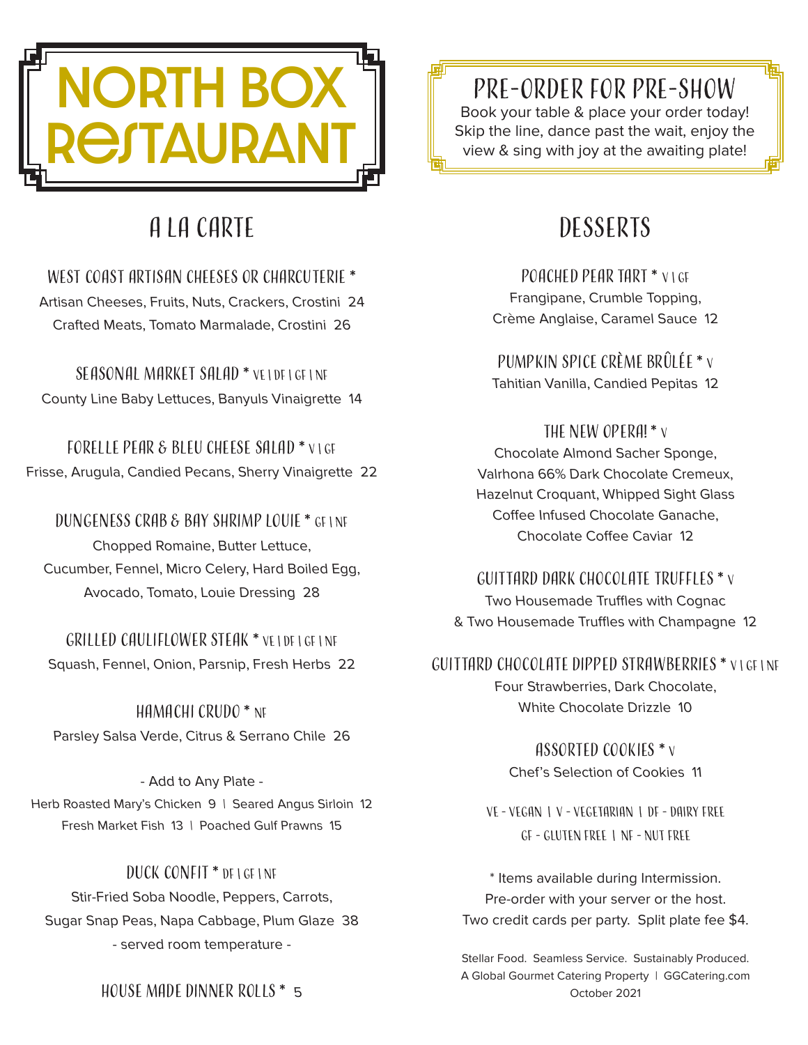# NORTH BOX RESTAURANT

## PRE-ORDER FOR PRE-SHOW

Book your table & place your order today!
Skip the line, dance past the wait, enjoy the view & sing with joy at the awaiting plate!

## A LA CARTE

### WEST COAST ARTISAN CHEESES OR CHARCUTERIE *

Artisan Cheeses, Fruits, Nuts, Crackers, Crostini 24
Crafted Meats, Tomato Marmalade, Crostini 26

### SEASONAL MARKET SALAD * VE | DF | GF | NF

County Line Baby Lettuces, Banyuls Vinaigrette 14

### FORELLE PEAR & BLEU CHEESE SALAD * V | GF

Frisse, Arugula, Candied Pecans, Sherry Vinaigrette 22

### DUNGENESS CRAB & BAY SHRIMP LOUIE * GF | NF

Chopped Romaine, Butter Lettuce,
Cucumber, Fennel, Micro Celery, Hard Boiled Egg,
Avocado, Tomato, Louie Dressing 28

### GRILLED CAULIFLOWER STEAK * VE | DF | GF | NF

Squash, Fennel, Onion, Parsnip, Fresh Herbs 22

### HAMACHI CRUDO * NF

Parsley Salsa Verde, Citrus & Serrano Chile 26

- Add to Any Plate -
Herb Roasted Mary's Chicken 9 | Seared Angus Sirloin 12
Fresh Market Fish 13 | Poached Gulf Prawns 15

### DUCK CONFIT * DF | GF | NF

Stir-Fried Soba Noodle, Peppers, Carrots,
Sugar Snap Peas, Napa Cabbage, Plum Glaze 38
- served room temperature -

### HOUSE MADE DINNER ROLLS * 5

## DESSERTS

### POACHED PEAR TART * V | GF

Frangipane, Crumble Topping,
Crème Anglaise, Caramel Sauce 12

### PUMPKIN SPICE CRÈME BRÛLÉE * V

Tahitian Vanilla, Candied Pepitas 12

### THE NEW OPERA! * V

Chocolate Almond Sacher Sponge,
Valrhona 66% Dark Chocolate Cremeux,
Hazelnut Croquant, Whipped Sight Glass
Coffee Infused Chocolate Ganache,
Chocolate Coffee Caviar 12

### GUITTARD DARK CHOCOLATE TRUFFLES * V

Two Housemade Truffles with Cognac
& Two Housemade Truffles with Champagne 12

### GUITTARD CHOCOLATE DIPPED STRAWBERRIES * V | GF | NF

Four Strawberries, Dark Chocolate,
White Chocolate Drizzle 10

### ASSORTED COOKIES * V

Chef's Selection of Cookies 11

VE - VEGAN | V - VEGETARIAN | DF - DAIRY FREE
GF - GLUTEN FREE | NF - NUT FREE

* Items available during Intermission.
Pre-order with your server or the host.
Two credit cards per party. Split plate fee $4.

Stellar Food. Seamless Service. Sustainably Produced.
A Global Gourmet Catering Property | GGCatering.com
October 2021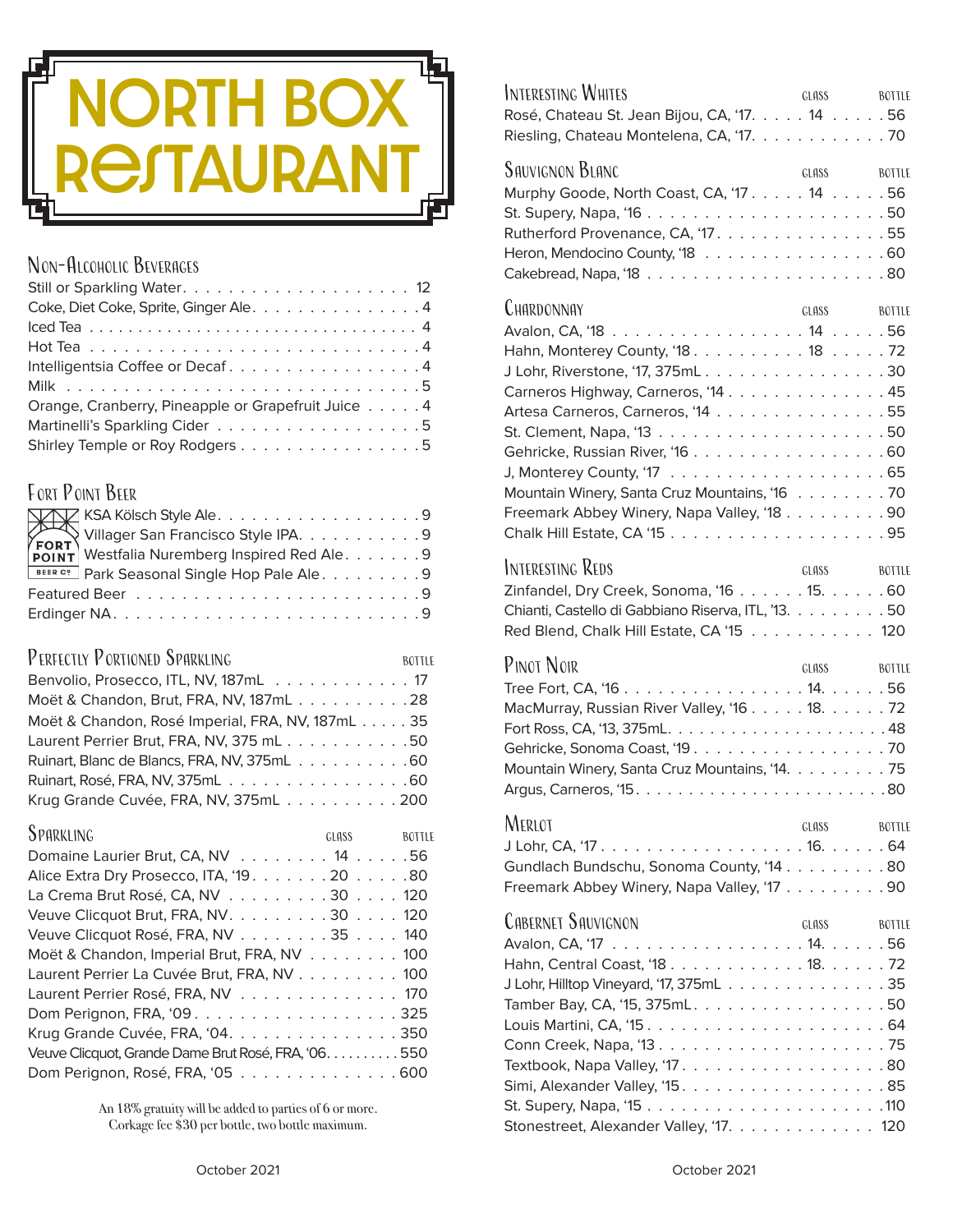# NORTH BOX RESTAURANT

## Non-Alcoholic Beverages

| Item | Price |
|---|---|
| Still or Sparkling Water | 12 |
| Coke, Diet Coke, Sprite, Ginger Ale | 4 |
| Iced Tea | 4 |
| Hot Tea | 4 |
| Intelligentsia Coffee or Decaf | 4 |
| Milk | 5 |
| Orange, Cranberry, Pineapple or Grapefruit Juice | 4 |
| Martinelli's Sparkling Cider | 5 |
| Shirley Temple or Roy Rodgers | 5 |

## Fort Point Beer

| Item | Price |
|---|---|
| KSA Kölsch Style Ale | 9 |
| Villager San Francisco Style IPA | 9 |
| Westfalia Nuremberg Inspired Red Ale | 9 |
| Park Seasonal Single Hop Pale Ale | 9 |
| Featured Beer | 9 |
| Erdinger NA | 9 |

## Perfectly Portioned Sparkling

| Item | Bottle |
|---|---|
| Benvolio, Prosecco, ITL, NV, 187mL | 17 |
| Moët & Chandon, Brut, FRA, NV, 187mL | 28 |
| Moët & Chandon, Rosé Imperial, FRA, NV, 187mL | 35 |
| Laurent Perrier Brut, FRA, NV, 375 mL | 50 |
| Ruinart, Blanc de Blancs, FRA, NV, 375mL | 60 |
| Ruinart, Rosé, FRA, NV, 375mL | 60 |
| Krug Grande Cuvée, FRA, NV, 375mL | 200 |

## Sparkling

| Item | Glass | Bottle |
|---|---|---|
| Domaine Laurier Brut, CA, NV | 14 | 56 |
| Alice Extra Dry Prosecco, ITA, '19 | 20 | 80 |
| La Crema Brut Rosé, CA, NV | 30 | 120 |
| Veuve Clicquot Brut, FRA, NV | 30 | 120 |
| Veuve Clicquot Rosé, FRA, NV | 35 | 140 |
| Moët & Chandon, Imperial Brut, FRA, NV | | 100 |
| Laurent Perrier La Cuvée Brut, FRA, NV | | 100 |
| Laurent Perrier Rosé, FRA, NV | | 170 |
| Dom Perignon, FRA, '09 | | 325 |
| Krug Grande Cuvée, FRA, '04 | | 350 |
| Veuve Clicquot, Grande Dame Brut Rosé, FRA, '06 | | 550 |
| Dom Perignon, Rosé, FRA, '05 | | 600 |

An 18% gratuity will be added to parties of 6 or more.
Corkage fee $30 per bottle, two bottle maximum.

## Interesting Whites

| Item | Glass | Bottle |
|---|---|---|
| Rosé, Chateau St. Jean Bijou, CA, '17 | 14 | 56 |
| Riesling, Chateau Montelena, CA, '17 | | 70 |

## Sauvignon Blanc

| Item | Glass | Bottle |
|---|---|---|
| Murphy Goode, North Coast, CA, '17 | 14 | 56 |
| St. Supery, Napa, '16 | | 50 |
| Rutherford Provenance, CA, '17 | | 55 |
| Heron, Mendocino County, '18 | | 60 |
| Cakebread, Napa, '18 | | 80 |

## Chardonnay

| Item | Glass | Bottle |
|---|---|---|
| Avalon, CA, '18 | 14 | 56 |
| Hahn, Monterey County, '18 | 18 | 72 |
| J Lohr, Riverstone, '17, 375mL | | 30 |
| Carneros Highway, Carneros, '14 | | 45 |
| Artesa Carneros, Carneros, '14 | | 55 |
| St. Clement, Napa, '13 | | 50 |
| Gehricke, Russian River, '16 | | 60 |
| J, Monterey County, '17 | | 65 |
| Mountain Winery, Santa Cruz Mountains, '16 | | 70 |
| Freemark Abbey Winery, Napa Valley, '18 | | 90 |
| Chalk Hill Estate, CA '15 | | 95 |

## Interesting Reds

| Item | Glass | Bottle |
|---|---|---|
| Zinfandel, Dry Creek, Sonoma, '16 | 15 | 60 |
| Chianti, Castello di Gabbiano Riserva, ITL, '13 | | 50 |
| Red Blend, Chalk Hill Estate, CA '15 | | 120 |

## Pinot Noir

| Item | Glass | Bottle |
|---|---|---|
| Tree Fort, CA, '16 | 14 | 56 |
| MacMurray, Russian River Valley, '16 | 18 | 72 |
| Fort Ross, CA, '13, 375mL | | 48 |
| Gehricke, Sonoma Coast, '19 | | 70 |
| Mountain Winery, Santa Cruz Mountains, '14 | | 75 |
| Argus, Carneros, '15 | | 80 |

## Merlot

| Item | Glass | Bottle |
|---|---|---|
| J Lohr, CA, '17 | 16 | 64 |
| Gundlach Bundschu, Sonoma County, '14 | | 80 |
| Freemark Abbey Winery, Napa Valley, '17 | | 90 |

## Cabernet Sauvignon

| Item | Glass | Bottle |
|---|---|---|
| Avalon, CA, '17 | 14 | 56 |
| Hahn, Central Coast, '18 | 18 | 72 |
| J Lohr, Hilltop Vineyard, '17, 375mL | | 35 |
| Tamber Bay, CA, '15, 375mL | | 50 |
| Louis Martini, CA, '15 | | 64 |
| Conn Creek, Napa, '13 | | 75 |
| Textbook, Napa Valley, '17 | | 80 |
| Simi, Alexander Valley, '15 | | 85 |
| St. Supery, Napa, '15 | | 110 |
| Stonestreet, Alexander Valley, '17 | | 120 |

October 2021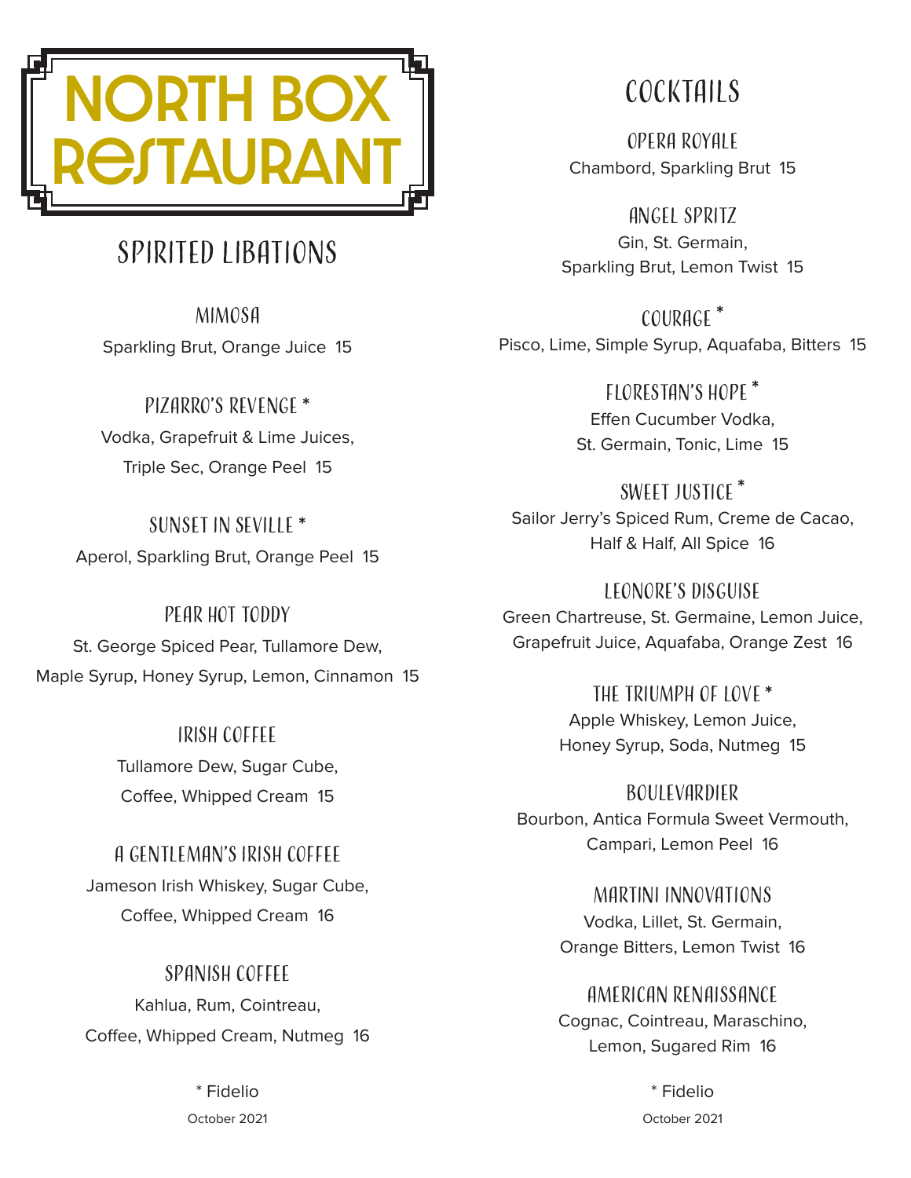# NORTH BOX RESTAURANT

## SPIRITED LIBATIONS

### MIMOSA
Sparkling Brut, Orange Juice 15

### PIZARRO'S REVENGE *
Vodka, Grapefruit & Lime Juices, Triple Sec, Orange Peel 15

### SUNSET IN SEVILLE *
Aperol, Sparkling Brut, Orange Peel 15

### PEAR HOT TODDY
St. George Spiced Pear, Tullamore Dew, Maple Syrup, Honey Syrup, Lemon, Cinnamon 15

### IRISH COFFEE
Tullamore Dew, Sugar Cube, Coffee, Whipped Cream 15

### A GENTLEMAN'S IRISH COFFEE
Jameson Irish Whiskey, Sugar Cube, Coffee, Whipped Cream 16

### SPANISH COFFEE
Kahlua, Rum, Cointreau, Coffee, Whipped Cream, Nutmeg 16

* Fidelio

October 2021

## COCKTAILS

### OPERA ROYALE
Chambord, Sparkling Brut 15

### ANGEL SPRITZ
Gin, St. Germain, Sparkling Brut, Lemon Twist 15

### COURAGE *
Pisco, Lime, Simple Syrup, Aquafaba, Bitters 15

### FLORESTAN'S HOPE *
Effen Cucumber Vodka, St. Germain, Tonic, Lime 15

### SWEET JUSTICE *
Sailor Jerry's Spiced Rum, Creme de Cacao, Half & Half, All Spice 16

### LEONORE'S DISGUISE
Green Chartreuse, St. Germaine, Lemon Juice, Grapefruit Juice, Aquafaba, Orange Zest 16

### THE TRIUMPH OF LOVE *
Apple Whiskey, Lemon Juice, Honey Syrup, Soda, Nutmeg 15

### BOULEVARDIER
Bourbon, Antica Formula Sweet Vermouth, Campari, Lemon Peel 16

### MARTINI INNOVATIONS
Vodka, Lillet, St. Germain, Orange Bitters, Lemon Twist 16

### AMERICAN RENAISSANCE
Cognac, Cointreau, Maraschino, Lemon, Sugared Rim 16

* Fidelio

October 2021